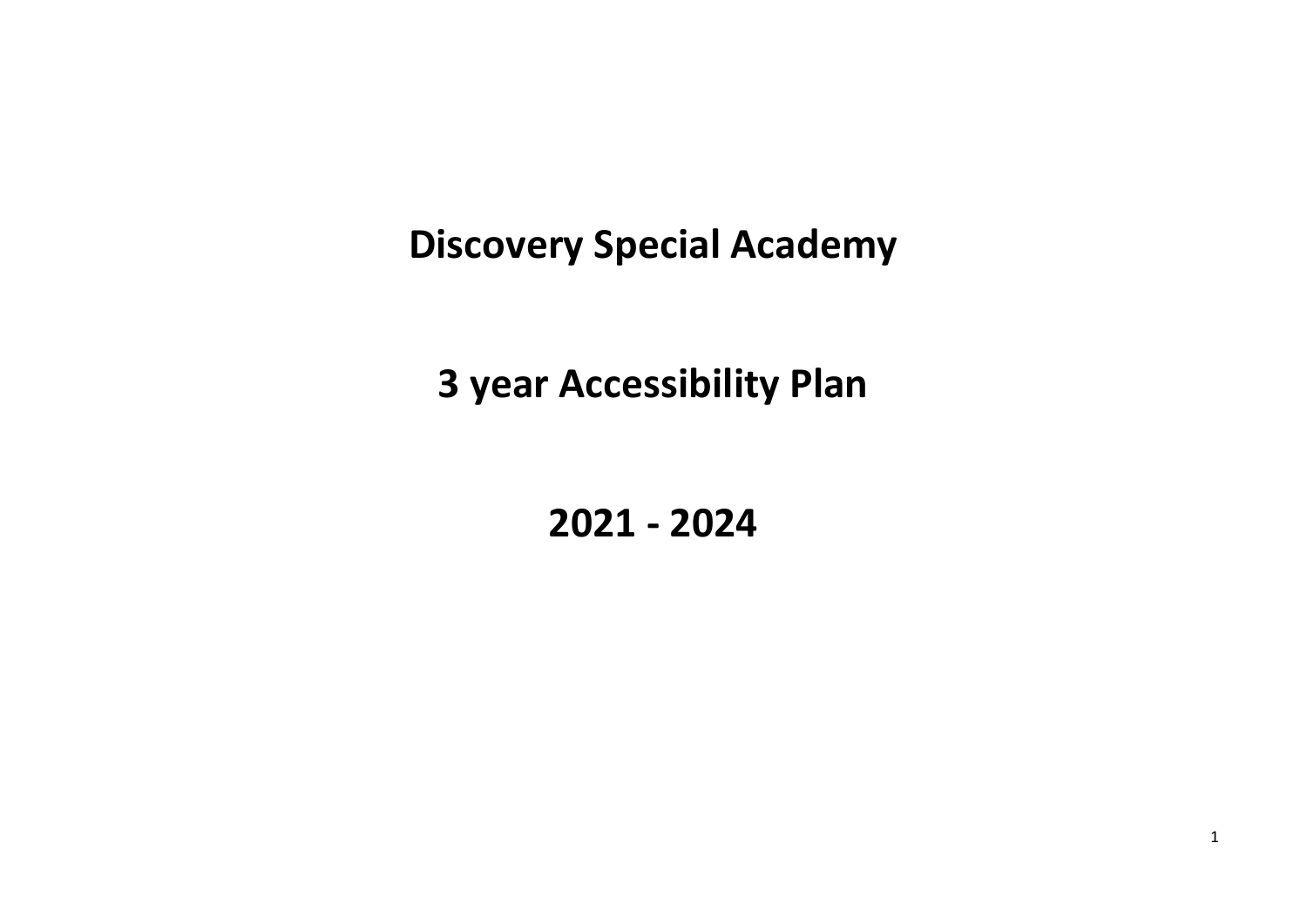# Discovery Special Academy

# 3 year Accessibility Plan

# 2021 - 2024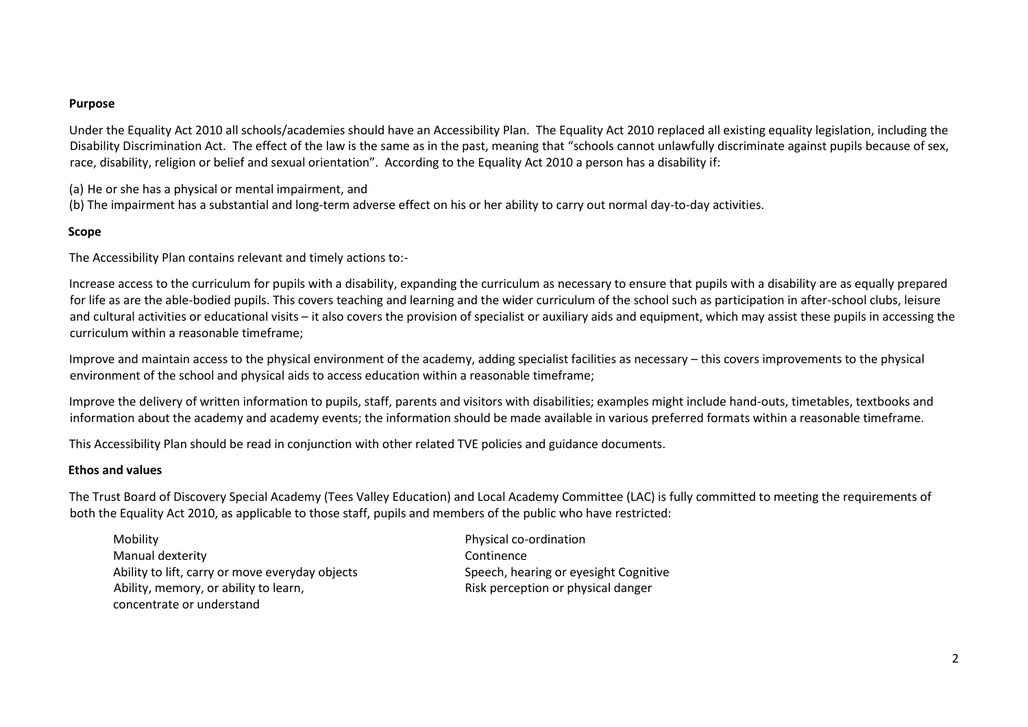## Purpose

Under the Equality Act 2010 all schools/academies should have an Accessibility Plan. The Equality Act 2010 replaced all existing equality legislation, including the Disability Discrimination Act. The effect of the law is the same as in the past, meaning that "schools cannot unlawfully discriminate against pupils because of sex, race, disability, religion or belief and sexual orientation". According to the Equality Act 2010 a person has a disability if:

(a) He or she has a physical or mental impairment, and

(b) The impairment has a substantial and long-term adverse effect on his or her ability to carry out normal day-to-day activities.

## Scope

The Accessibility Plan contains relevant and timely actions to:-

Increase access to the curriculum for pupils with a disability, expanding the curriculum as necessary to ensure that pupils with a disability are as equally prepared for life as are the able-bodied pupils. This covers teaching and learning and the wider curriculum of the school such as participation in after-school clubs, leisure and cultural activities or educational visits – it also covers the provision of specialist or auxiliary aids and equipment, which may assist these pupils in accessing the curriculum within a reasonable timeframe;

Improve and maintain access to the physical environment of the academy, adding specialist facilities as necessary – this covers improvements to the physical environment of the school and physical aids to access education within a reasonable timeframe;

Improve the delivery of written information to pupils, staff, parents and visitors with disabilities; examples might include hand-outs, timetables, textbooks and information about the academy and academy events; the information should be made available in various preferred formats within a reasonable timeframe.

This Accessibility Plan should be read in conjunction with other related TVE policies and guidance documents.

## Ethos and values

The Trust Board of Discovery Special Academy (Tees Valley Education) and Local Academy Committee (LAC) is fully committed to meeting the requirements of both the Equality Act 2010, as applicable to those staff, pupils and members of the public who have restricted:

- Mobility
- Manual dexterity
- Ability to lift, carry or move everyday objects
- Ability, memory, or ability to learn, concentrate or understand
- Physical co-ordination
- Continence
- Speech, hearing or eyesight Cognitive
- Risk perception or physical danger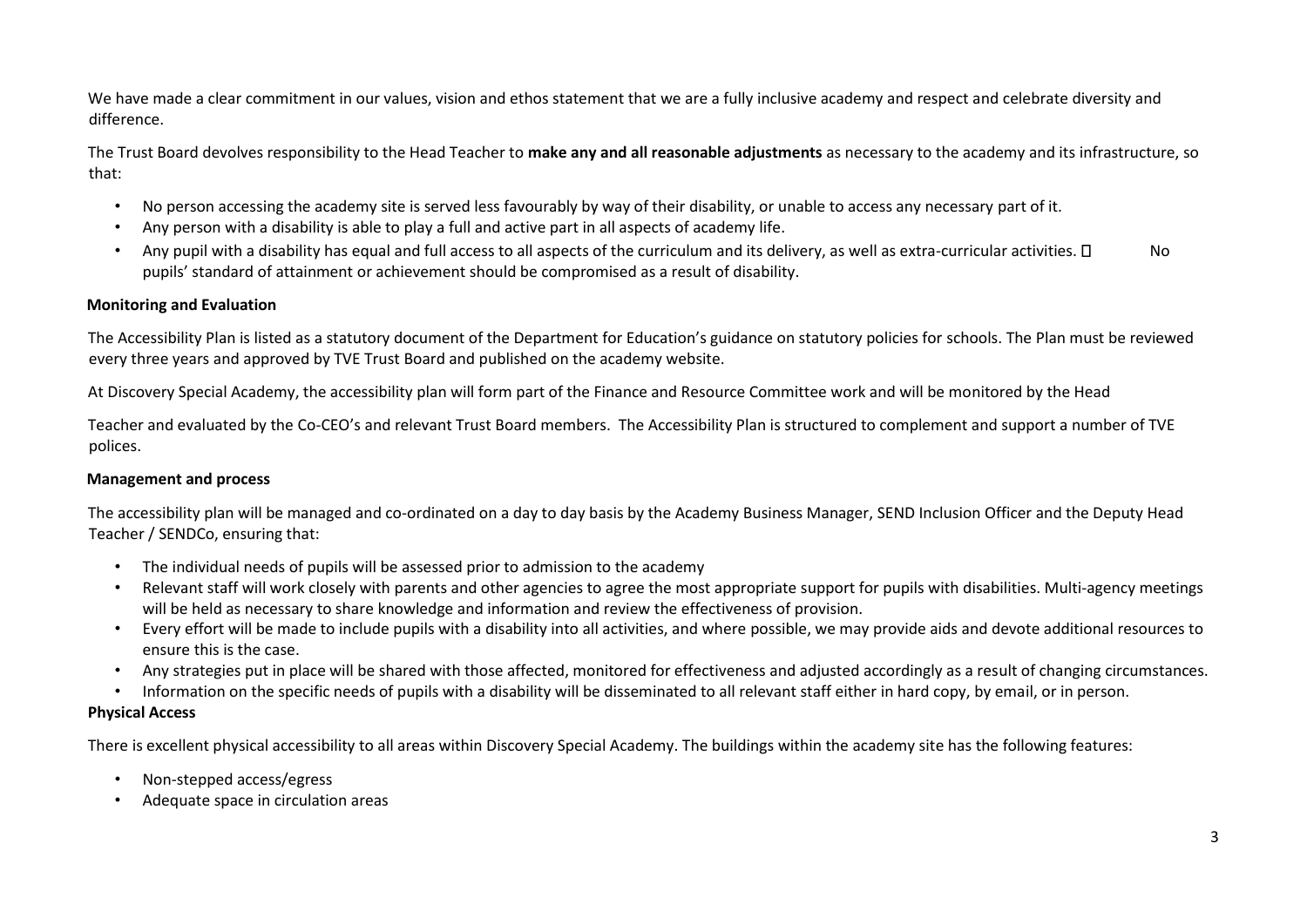We have made a clear commitment in our values, vision and ethos statement that we are a fully inclusive academy and respect and celebrate diversity and difference.

The Trust Board devolves responsibility to the Head Teacher to **make any and all reasonable adjustments** as necessary to the academy and its infrastructure, so that:

- No person accessing the academy site is served less favourably by way of their disability, or unable to access any necessary part of it.
- Any person with a disability is able to play a full and active part in all aspects of academy life.
- Any pupil with a disability has equal and full access to all aspects of the curriculum and its delivery, as well as extra-curricular activities.  No pupils' standard of attainment or achievement should be compromised as a result of disability.

**Monitoring and Evaluation**

The Accessibility Plan is listed as a statutory document of the Department for Education's guidance on statutory policies for schools. The Plan must be reviewed every three years and approved by TVE Trust Board and published on the academy website.

At Discovery Special Academy, the accessibility plan will form part of the Finance and Resource Committee work and will be monitored by the Head

Teacher and evaluated by the Co-CEO's and relevant Trust Board members. The Accessibility Plan is structured to complement and support a number of TVE polices.

**Management and process**

The accessibility plan will be managed and co-ordinated on a day to day basis by the Academy Business Manager, SEND Inclusion Officer and the Deputy Head Teacher / SENDCo, ensuring that:

- The individual needs of pupils will be assessed prior to admission to the academy
- Relevant staff will work closely with parents and other agencies to agree the most appropriate support for pupils with disabilities. Multi-agency meetings will be held as necessary to share knowledge and information and review the effectiveness of provision.
- Every effort will be made to include pupils with a disability into all activities, and where possible, we may provide aids and devote additional resources to ensure this is the case.
- Any strategies put in place will be shared with those affected, monitored for effectiveness and adjusted accordingly as a result of changing circumstances.
- Information on the specific needs of pupils with a disability will be disseminated to all relevant staff either in hard copy, by email, or in person.

**Physical Access**

There is excellent physical accessibility to all areas within Discovery Special Academy. The buildings within the academy site has the following features:

- Non-stepped access/egress
- Adequate space in circulation areas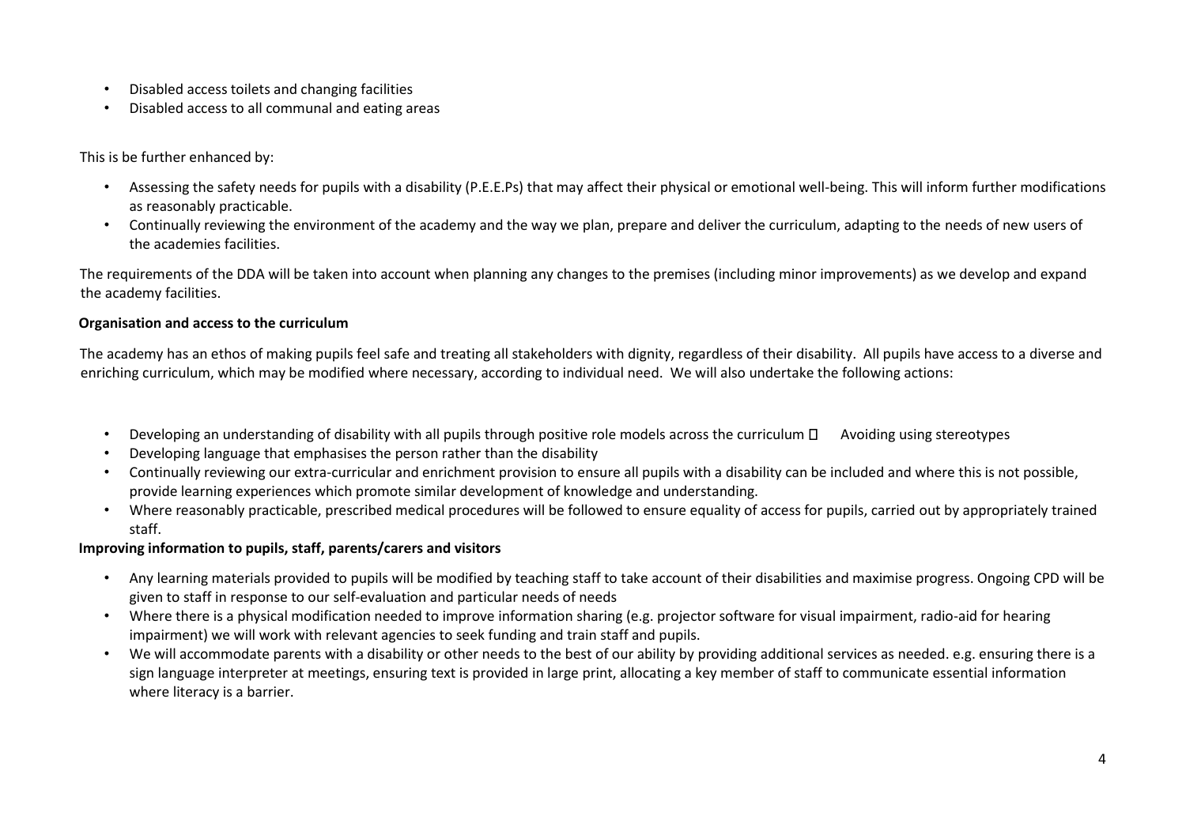- Disabled access toilets and changing facilities
- Disabled access to all communal and eating areas

This is be further enhanced by:

- Assessing the safety needs for pupils with a disability (P.E.E.Ps) that may affect their physical or emotional well-being. This will inform further modifications as reasonably practicable.
- Continually reviewing the environment of the academy and the way we plan, prepare and deliver the curriculum, adapting to the needs of new users of the academies facilities.

The requirements of the DDA will be taken into account when planning any changes to the premises (including minor improvements) as we develop and expand the academy facilities.

**Organisation and access to the curriculum**

The academy has an ethos of making pupils feel safe and treating all stakeholders with dignity, regardless of their disability. All pupils have access to a diverse and enriching curriculum, which may be modified where necessary, according to individual need. We will also undertake the following actions:

- Developing an understanding of disability with all pupils through positive role models across the curriculum  Avoiding using stereotypes
- Developing language that emphasises the person rather than the disability
- Continually reviewing our extra-curricular and enrichment provision to ensure all pupils with a disability can be included and where this is not possible, provide learning experiences which promote similar development of knowledge and understanding.
- Where reasonably practicable, prescribed medical procedures will be followed to ensure equality of access for pupils, carried out by appropriately trained staff.

**Improving information to pupils, staff, parents/carers and visitors**

- Any learning materials provided to pupils will be modified by teaching staff to take account of their disabilities and maximise progress. Ongoing CPD will be given to staff in response to our self-evaluation and particular needs of needs
- Where there is a physical modification needed to improve information sharing (e.g. projector software for visual impairment, radio-aid for hearing impairment) we will work with relevant agencies to seek funding and train staff and pupils.
- We will accommodate parents with a disability or other needs to the best of our ability by providing additional services as needed. e.g. ensuring there is a sign language interpreter at meetings, ensuring text is provided in large print, allocating a key member of staff to communicate essential information where literacy is a barrier.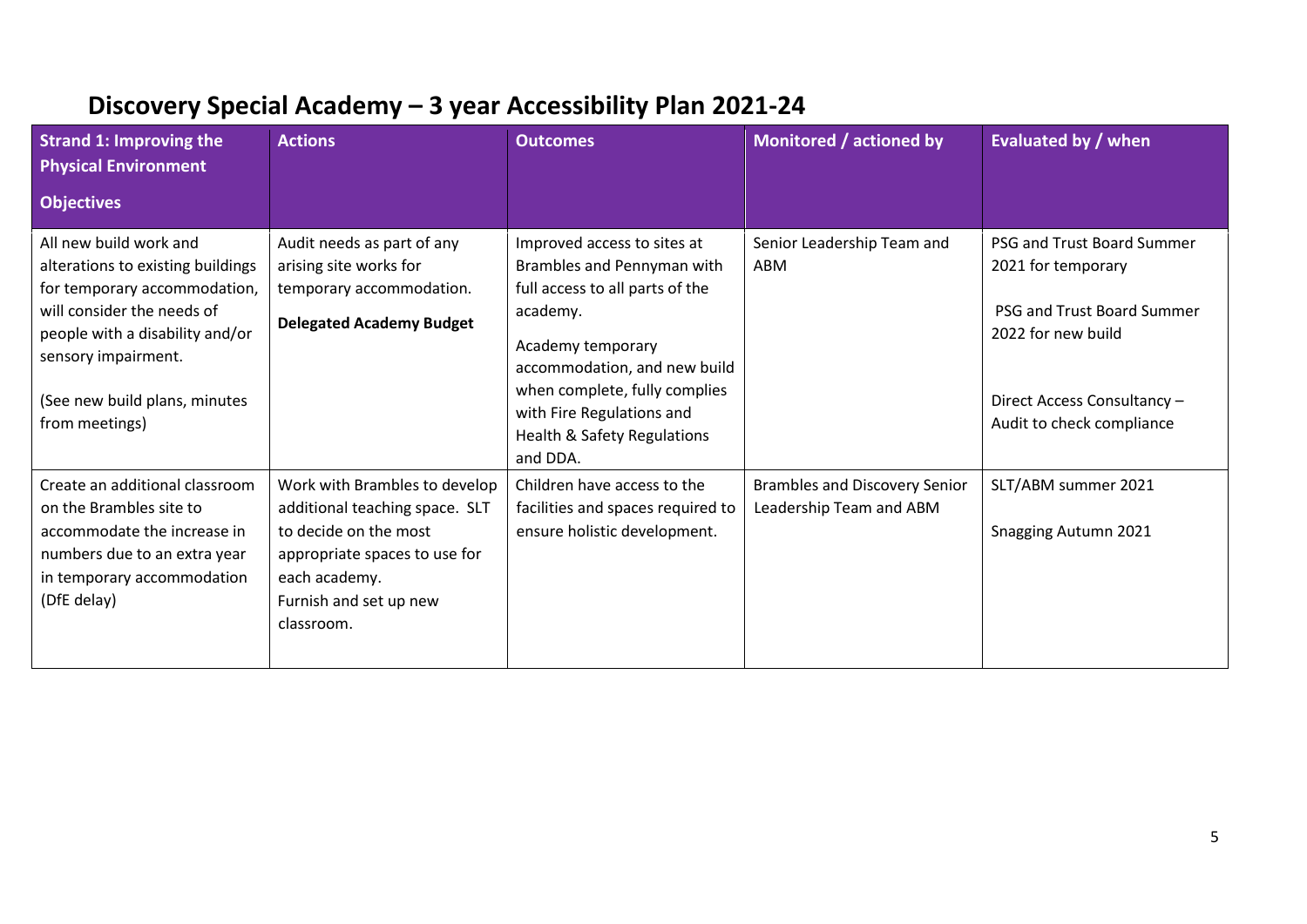# Discovery Special Academy – 3 year Accessibility Plan 2021-24

| Strand 1: Improving the Physical Environment<br><br>Objectives | Actions | Outcomes | Monitored / actioned by | Evaluated by / when |
|---|---|---|---|---|
| All new build work and alterations to existing buildings for temporary accommodation, will consider the needs of people with a disability and/or sensory impairment.<br><br>(See new build plans, minutes from meetings) | Audit needs as part of any arising site works for temporary accommodation.<br><br>**Delegated Academy Budget** | Improved access to sites at Brambles and Pennyman with full access to all parts of the academy.<br><br>Academy temporary accommodation, and new build when complete, fully complies with Fire Regulations and Health & Safety Regulations and DDA. | Senior Leadership Team and ABM | PSG and Trust Board Summer 2021 for temporary<br><br>PSG and Trust Board Summer 2022 for new build<br><br>Direct Access Consultancy – Audit to check compliance |
| Create an additional classroom on the Brambles site to accommodate the increase in numbers due to an extra year in temporary accommodation (DfE delay) | Work with Brambles to develop additional teaching space. SLT to decide on the most appropriate spaces to use for each academy.<br>Furnish and set up new classroom. | Children have access to the facilities and spaces required to ensure holistic development. | Brambles and Discovery Senior Leadership Team and ABM | SLT/ABM summer 2021<br><br>Snagging Autumn 2021 |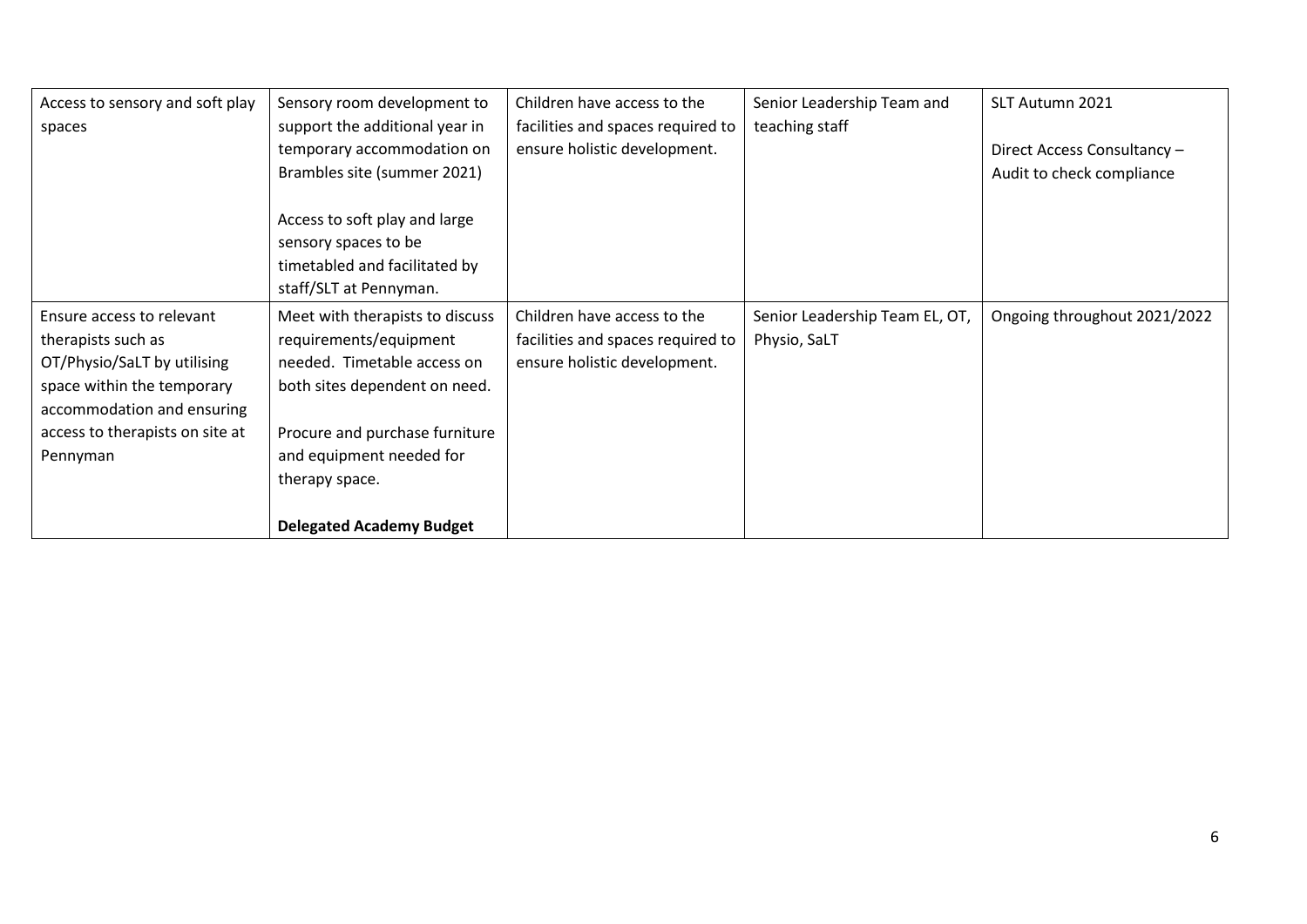| | | | | |
|---|---|---|---|---|
| Access to sensory and soft play spaces | Sensory room development to support the additional year in temporary accommodation on Brambles site (summer 2021)<br><br>Access to soft play and large sensory spaces to be timetabled and facilitated by staff/SLT at Pennyman. | Children have access to the facilities and spaces required to ensure holistic development. | Senior Leadership Team and teaching staff | SLT Autumn 2021<br><br>Direct Access Consultancy – Audit to check compliance |
| Ensure access to relevant therapists such as OT/Physio/SaLT by utilising space within the temporary accommodation and ensuring access to therapists on site at Pennyman | Meet with therapists to discuss requirements/equipment needed. Timetable access on both sites dependent on need.<br><br>Procure and purchase furniture and equipment needed for therapy space.<br><br>**Delegated Academy Budget** | Children have access to the facilities and spaces required to ensure holistic development. | Senior Leadership Team EL, OT, Physio, SaLT | Ongoing throughout 2021/2022 |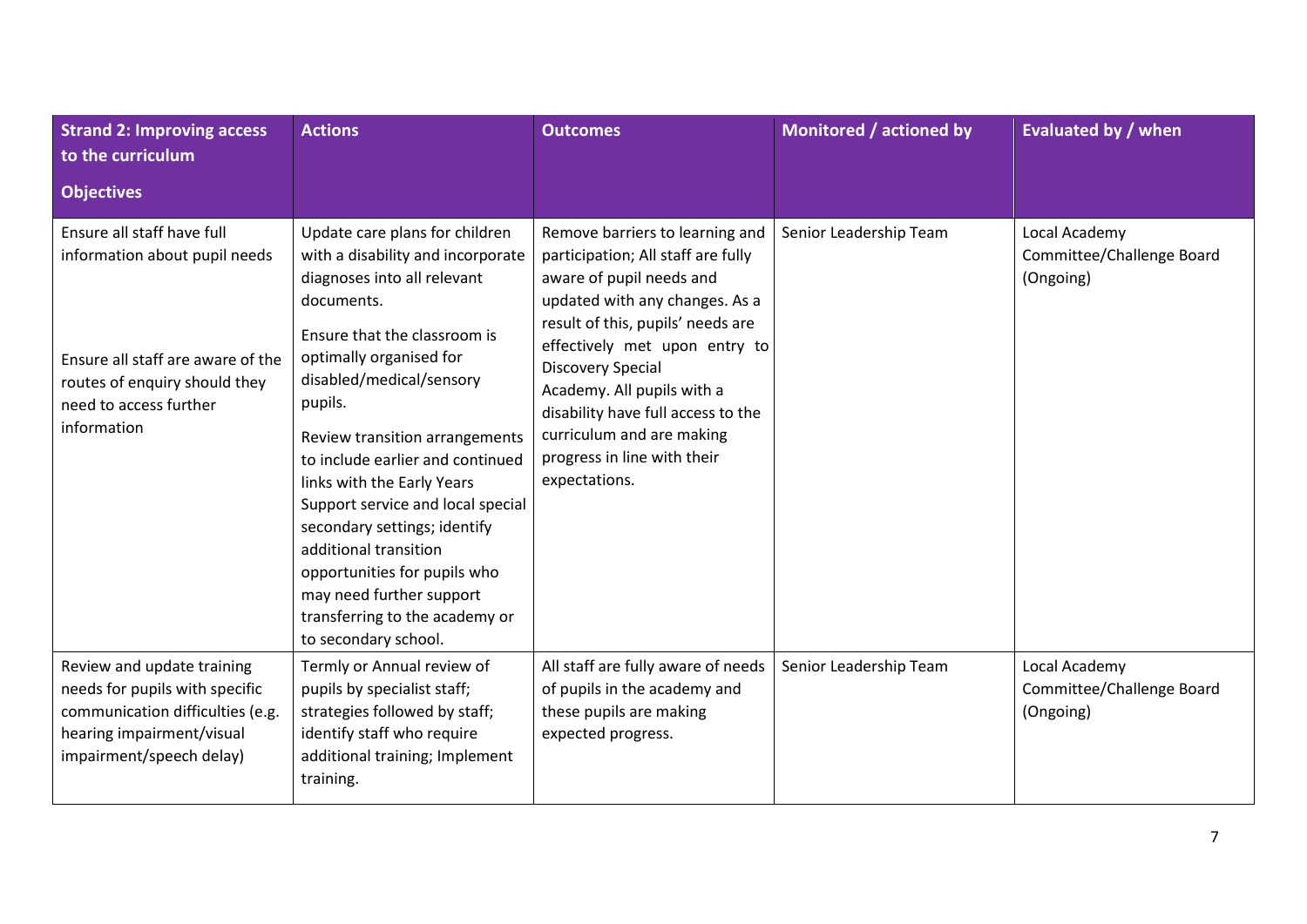| Strand 2: Improving access to the curriculum<br><br>Objectives | Actions | Outcomes | Monitored / actioned by | Evaluated by / when |
|---|---|---|---|---|
| Ensure all staff have full information about pupil needs<br><br>Ensure all staff are aware of the routes of enquiry should they need to access further information | Update care plans for children with a disability and incorporate diagnoses into all relevant documents.<br><br>Ensure that the classroom is optimally organised for disabled/medical/sensory pupils.<br><br>Review transition arrangements to include earlier and continued links with the Early Years Support service and local special secondary settings; identify additional transition opportunities for pupils who may need further support transferring to the academy or to secondary school. | Remove barriers to learning and participation; All staff are fully aware of pupil needs and updated with any changes. As a result of this, pupils' needs are effectively met upon entry to Discovery Special Academy. All pupils with a disability have full access to the curriculum and are making progress in line with their expectations. | Senior Leadership Team | Local Academy Committee/Challenge Board (Ongoing) |
| Review and update training needs for pupils with specific communication difficulties (e.g. hearing impairment/visual impairment/speech delay) | Termly or Annual review of pupils by specialist staff; strategies followed by staff; identify staff who require additional training; Implement training. | All staff are fully aware of needs of pupils in the academy and these pupils are making expected progress. | Senior Leadership Team | Local Academy Committee/Challenge Board (Ongoing) |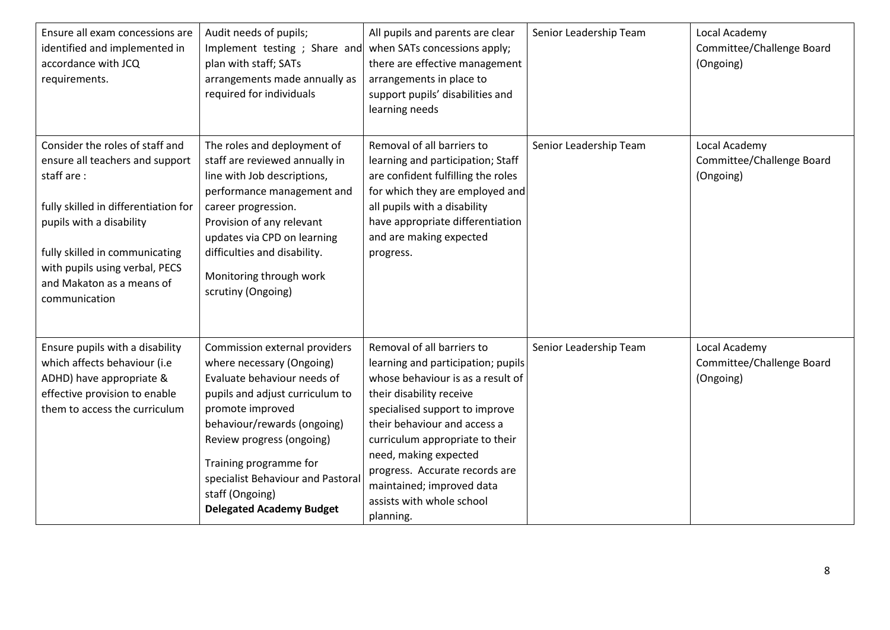| Ensure all exam concessions are identified and implemented in accordance with JCQ requirements. | Audit needs of pupils; Implement testing ; Share and plan with staff; SATs arrangements made annually as required for individuals | All pupils and parents are clear when SATs concessions apply; there are effective management arrangements in place to support pupils' disabilities and learning needs | Senior Leadership Team | Local Academy Committee/Challenge Board (Ongoing) |
|---|---|---|---|---|
| Consider the roles of staff and ensure all teachers and support staff are :<br><br>fully skilled in differentiation for pupils with a disability<br><br>fully skilled in communicating with pupils using verbal, PECS and Makaton as a means of communication | The roles and deployment of staff are reviewed annually in line with Job descriptions, performance management and career progression.<br>Provision of any relevant updates via CPD on learning difficulties and disability.<br><br>Monitoring through work scrutiny (Ongoing) | Removal of all barriers to learning and participation; Staff are confident fulfilling the roles for which they are employed and all pupils with a disability have appropriate differentiation and are making expected progress. | Senior Leadership Team | Local Academy Committee/Challenge Board (Ongoing) |
| Ensure pupils with a disability which affects behaviour (i.e ADHD) have appropriate & effective provision to enable them to access the curriculum | Commission external providers where necessary (Ongoing)<br>Evaluate behaviour needs of pupils and adjust curriculum to promote improved behaviour/rewards (ongoing)<br>Review progress (ongoing)<br><br>Training programme for specialist Behaviour and Pastoral staff (Ongoing)<br>**Delegated Academy Budget** | Removal of all barriers to learning and participation; pupils whose behaviour is as a result of their disability receive specialised support to improve their behaviour and access a curriculum appropriate to their need, making expected progress. Accurate records are maintained; improved data assists with whole school planning. | Senior Leadership Team | Local Academy Committee/Challenge Board (Ongoing) |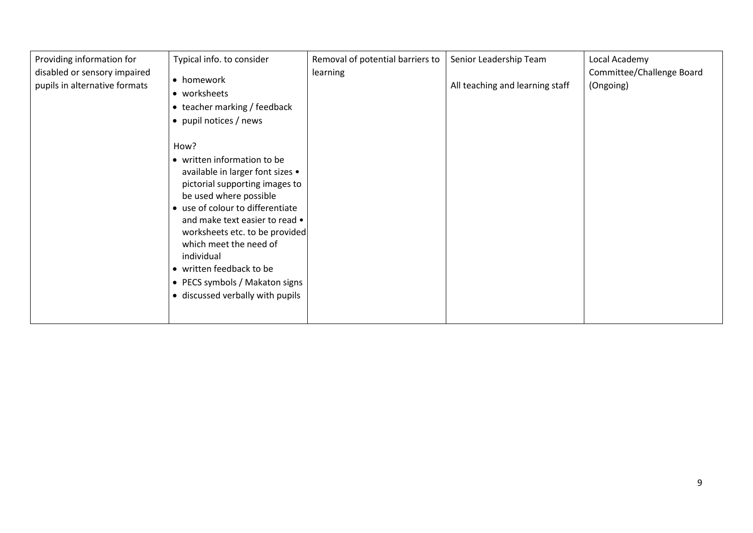| Providing information for disabled or sensory impaired pupils in alternative formats | Typical info. to consider<br>• homework<br>• worksheets<br>• teacher marking / feedback<br>• pupil notices / news<br><br>How?<br>• written information to be available in larger font sizes • pictorial supporting images to be used where possible<br>• use of colour to differentiate and make text easier to read • worksheets etc. to be provided which meet the need of individual<br>• written feedback to be<br>• PECS symbols / Makaton signs<br>• discussed verbally with pupils | Removal of potential barriers to learning | Senior Leadership Team<br><br>All teaching and learning staff | Local Academy Committee/Challenge Board (Ongoing) |
|---|---|---|---|---|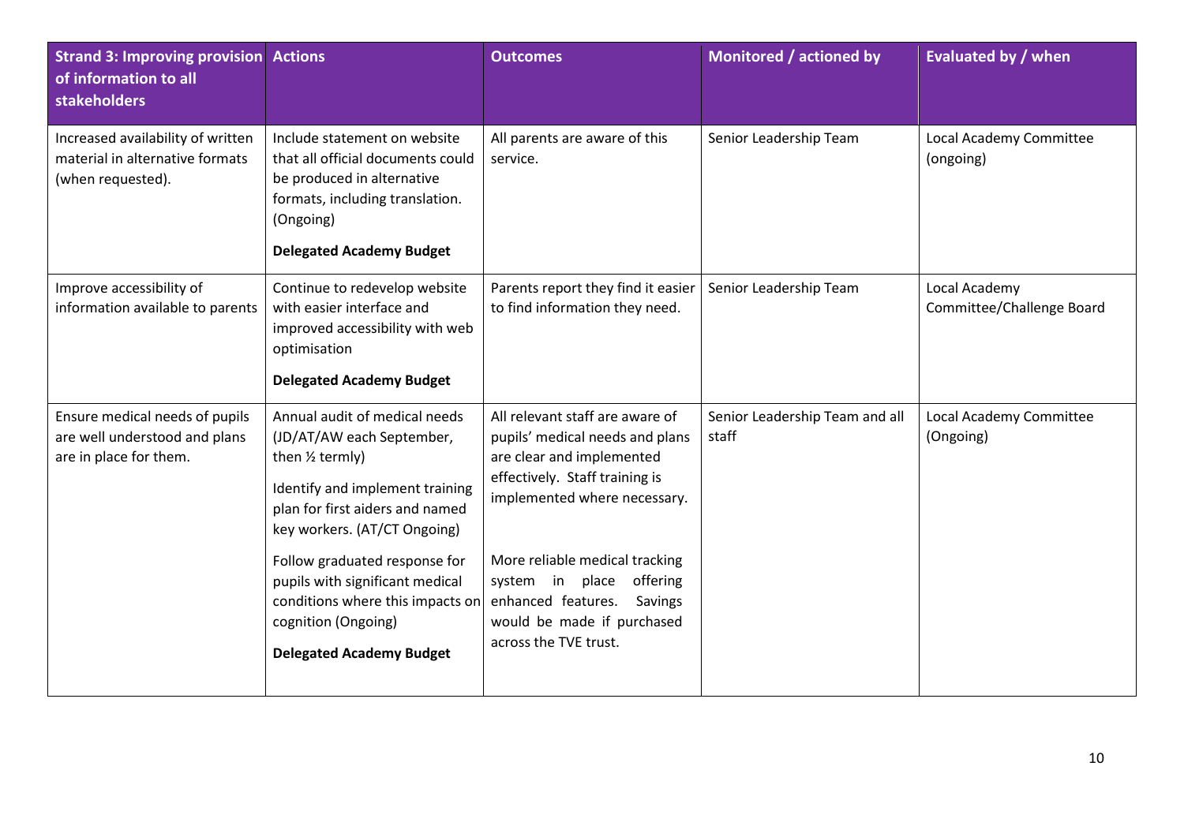| Strand 3: Improving provision of information to all stakeholders | Actions | Outcomes | Monitored / actioned by | Evaluated by / when |
|---|---|---|---|---|
| Increased availability of written material in alternative formats (when requested). | Include statement on website that all official documents could be produced in alternative formats, including translation. (Ongoing)<br><br>**Delegated Academy Budget** | All parents are aware of this service. | Senior Leadership Team | Local Academy Committee (ongoing) |
| Improve accessibility of information available to parents | Continue to redevelop website with easier interface and improved accessibility with web optimisation<br><br>**Delegated Academy Budget** | Parents report they find it easier to find information they need. | Senior Leadership Team | Local Academy Committee/Challenge Board |
| Ensure medical needs of pupils are well understood and plans are in place for them. | Annual audit of medical needs (JD/AT/AW each September, then ½ termly)<br><br>Identify and implement training plan for first aiders and named key workers. (AT/CT Ongoing)<br><br>Follow graduated response for pupils with significant medical conditions where this impacts on cognition (Ongoing)<br><br>**Delegated Academy Budget** | All relevant staff are aware of pupils' medical needs and plans are clear and implemented effectively. Staff training is implemented where necessary.<br><br>More reliable medical tracking system in place offering enhanced features. Savings would be made if purchased across the TVE trust. | Senior Leadership Team and all staff | Local Academy Committee (Ongoing) |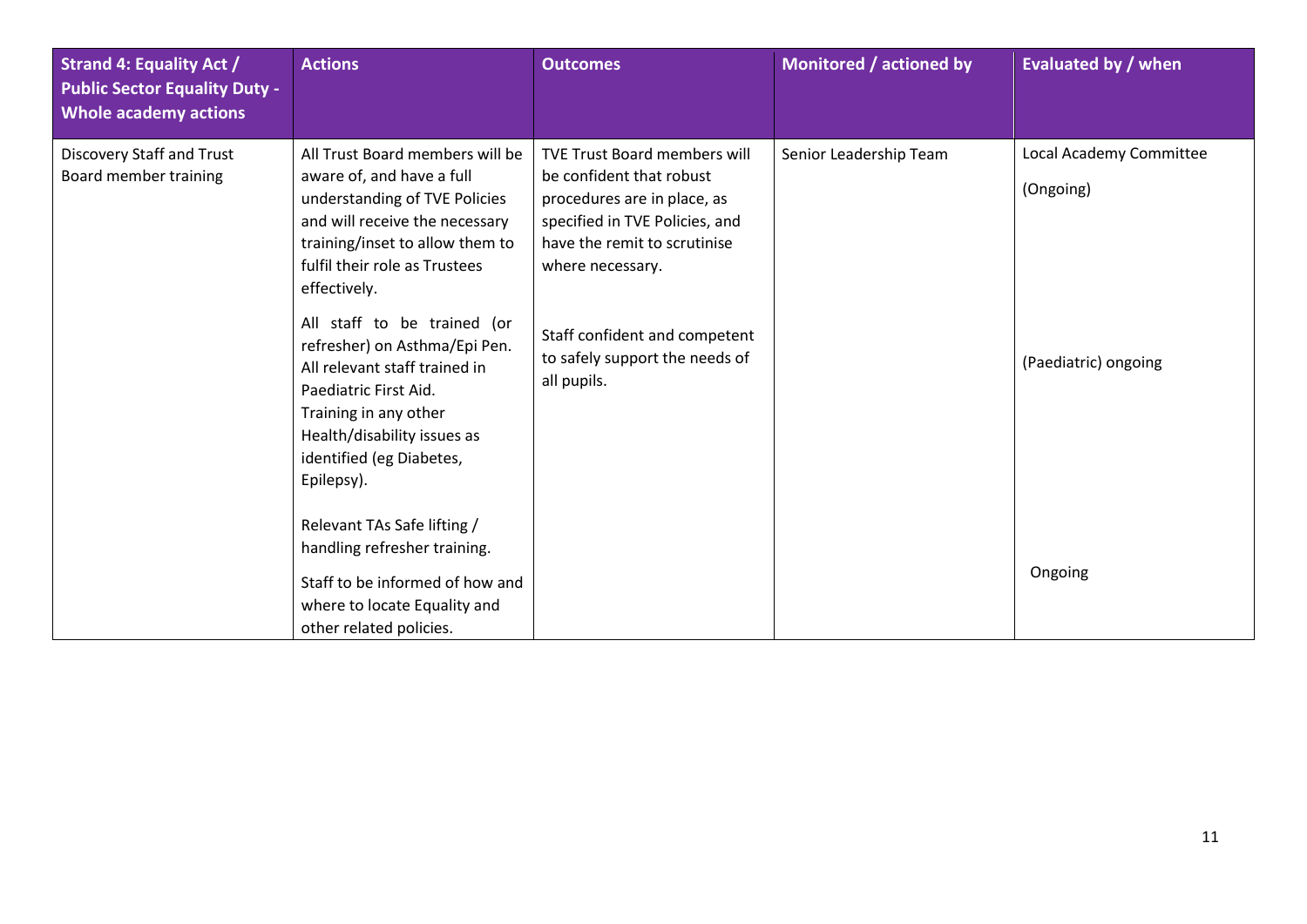| Strand 4: Equality Act / Public Sector Equality Duty - Whole academy actions | Actions | Outcomes | Monitored / actioned by | Evaluated by / when |
|---|---|---|---|---|
| Discovery Staff and Trust Board member training | All Trust Board members will be aware of, and have a full understanding of TVE Policies and will receive the necessary training/inset to allow them to fulfil their role as Trustees effectively.<br><br>All staff to be trained (or refresher) on Asthma/Epi Pen. All relevant staff trained in Paediatric First Aid. Training in any other Health/disability issues as identified (eg Diabetes, Epilepsy).<br><br>Relevant TAs Safe lifting / handling refresher training.<br><br>Staff to be informed of how and where to locate Equality and other related policies. | TVE Trust Board members will be confident that robust procedures are in place, as specified in TVE Policies, and have the remit to scrutinise where necessary.<br><br>Staff confident and competent to safely support the needs of all pupils. | Senior Leadership Team | Local Academy Committee<br><br>(Ongoing)<br><br>(Paediatric) ongoing<br><br>Ongoing |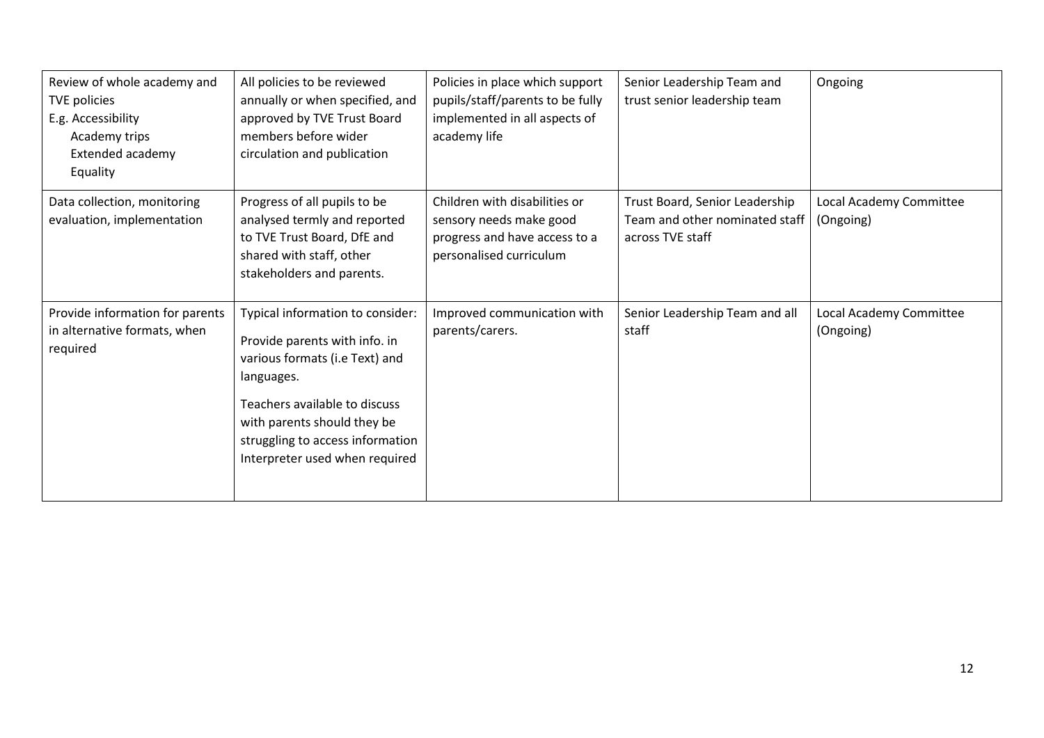| | | | | |
|---|---|---|---|---|
| Review of whole academy and TVE policies<br>E.g. Accessibility<br>Academy trips<br>Extended academy<br>Equality | All policies to be reviewed annually or when specified, and approved by TVE Trust Board members before wider circulation and publication | Policies in place which support pupils/staff/parents to be fully implemented in all aspects of academy life | Senior Leadership Team and trust senior leadership team | Ongoing |
| Data collection, monitoring evaluation, implementation | Progress of all pupils to be analysed termly and reported to TVE Trust Board, DfE and shared with staff, other stakeholders and parents. | Children with disabilities or sensory needs make good progress and have access to a personalised curriculum | Trust Board, Senior Leadership Team and other nominated staff across TVE staff | Local Academy Committee (Ongoing) |
| Provide information for parents in alternative formats, when required | Typical information to consider:<br>Provide parents with info. in various formats (i.e Text) and languages.<br>Teachers available to discuss with parents should they be struggling to access information<br>Interpreter used when required | Improved communication with parents/carers. | Senior Leadership Team and all staff | Local Academy Committee (Ongoing) |